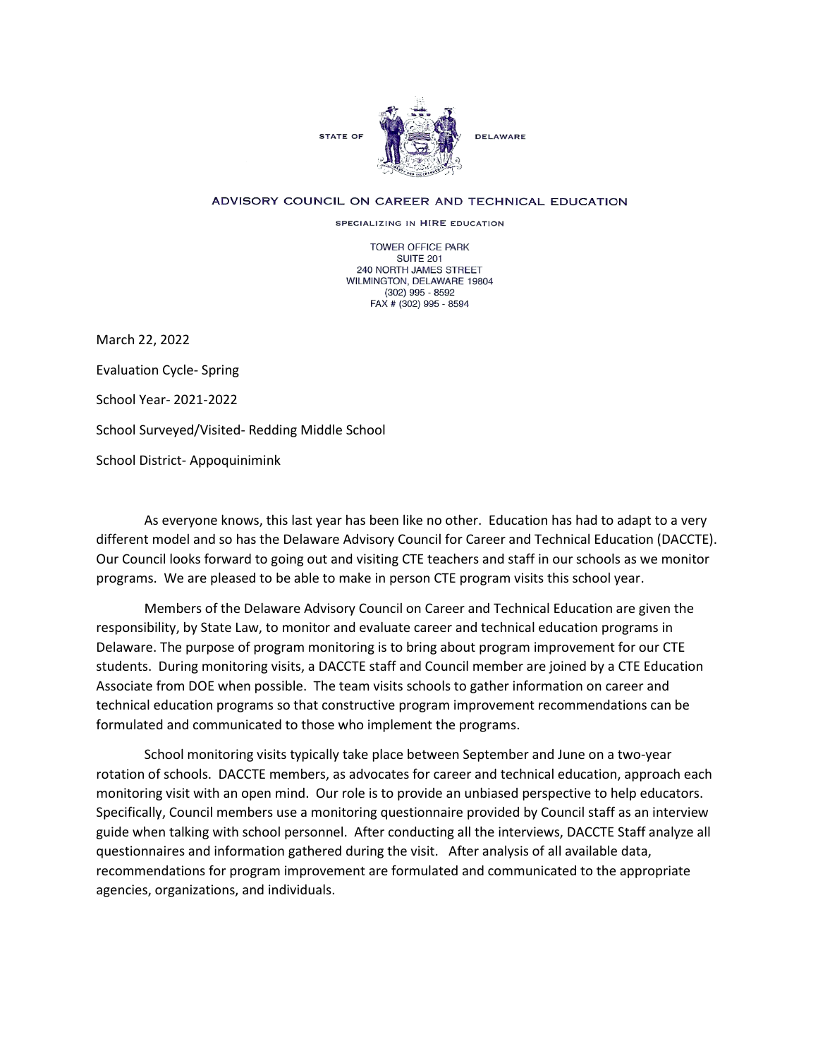STATE OF DELAWARE

ADVISORY COUNCIL ON CAREER AND TECHNICAL EDUCATION

SPECIALIZING IN HIRE EDUCATION

TOWER OFFICE PARK
SUITE 201
240 NORTH JAMES STREET
WILMINGTON, DELAWARE 19804
(302) 995 - 8592
FAX # (302) 995 - 8594

March 22, 2022

Evaluation Cycle- Spring

School Year- 2021-2022

School Surveyed/Visited- Redding Middle School

School District- Appoquinimink

As everyone knows, this last year has been like no other. Education has had to adapt to a very different model and so has the Delaware Advisory Council for Career and Technical Education (DACCTE). Our Council looks forward to going out and visiting CTE teachers and staff in our schools as we monitor programs. We are pleased to be able to make in person CTE program visits this school year.

Members of the Delaware Advisory Council on Career and Technical Education are given the responsibility, by State Law, to monitor and evaluate career and technical education programs in Delaware. The purpose of program monitoring is to bring about program improvement for our CTE students. During monitoring visits, a DACCTE staff and Council member are joined by a CTE Education Associate from DOE when possible. The team visits schools to gather information on career and technical education programs so that constructive program improvement recommendations can be formulated and communicated to those who implement the programs.

School monitoring visits typically take place between September and June on a two-year rotation of schools. DACCTE members, as advocates for career and technical education, approach each monitoring visit with an open mind. Our role is to provide an unbiased perspective to help educators. Specifically, Council members use a monitoring questionnaire provided by Council staff as an interview guide when talking with school personnel. After conducting all the interviews, DACCTE Staff analyze all questionnaires and information gathered during the visit. After analysis of all available data, recommendations for program improvement are formulated and communicated to the appropriate agencies, organizations, and individuals.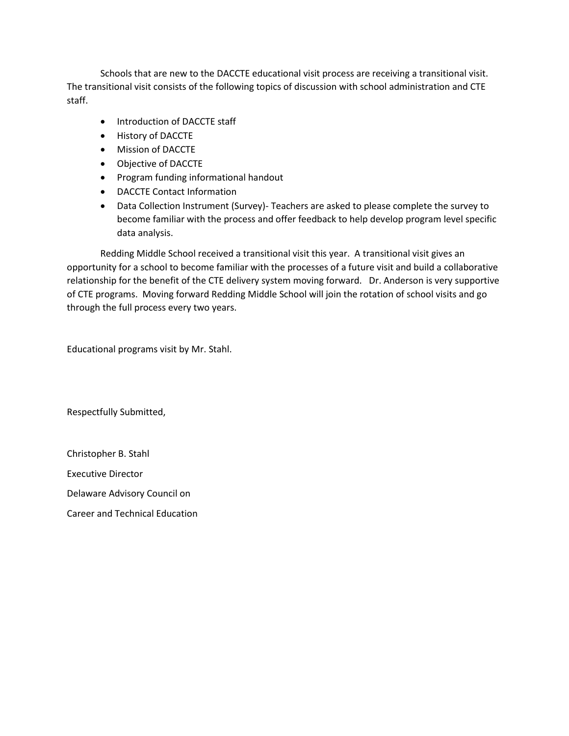Schools that are new to the DACCTE educational visit process are receiving a transitional visit. The transitional visit consists of the following topics of discussion with school administration and CTE staff.

- Introduction of DACCTE staff
- History of DACCTE
- Mission of DACCTE
- Objective of DACCTE
- Program funding informational handout
- DACCTE Contact Information
- Data Collection Instrument (Survey)- Teachers are asked to please complete the survey to become familiar with the process and offer feedback to help develop program level specific data analysis.

Redding Middle School received a transitional visit this year. A transitional visit gives an opportunity for a school to become familiar with the processes of a future visit and build a collaborative relationship for the benefit of the CTE delivery system moving forward. Dr. Anderson is very supportive of CTE programs. Moving forward Redding Middle School will join the rotation of school visits and go through the full process every two years.

Educational programs visit by Mr. Stahl.

Respectfully Submitted,

Christopher B. Stahl

Executive Director

Delaware Advisory Council on

Career and Technical Education